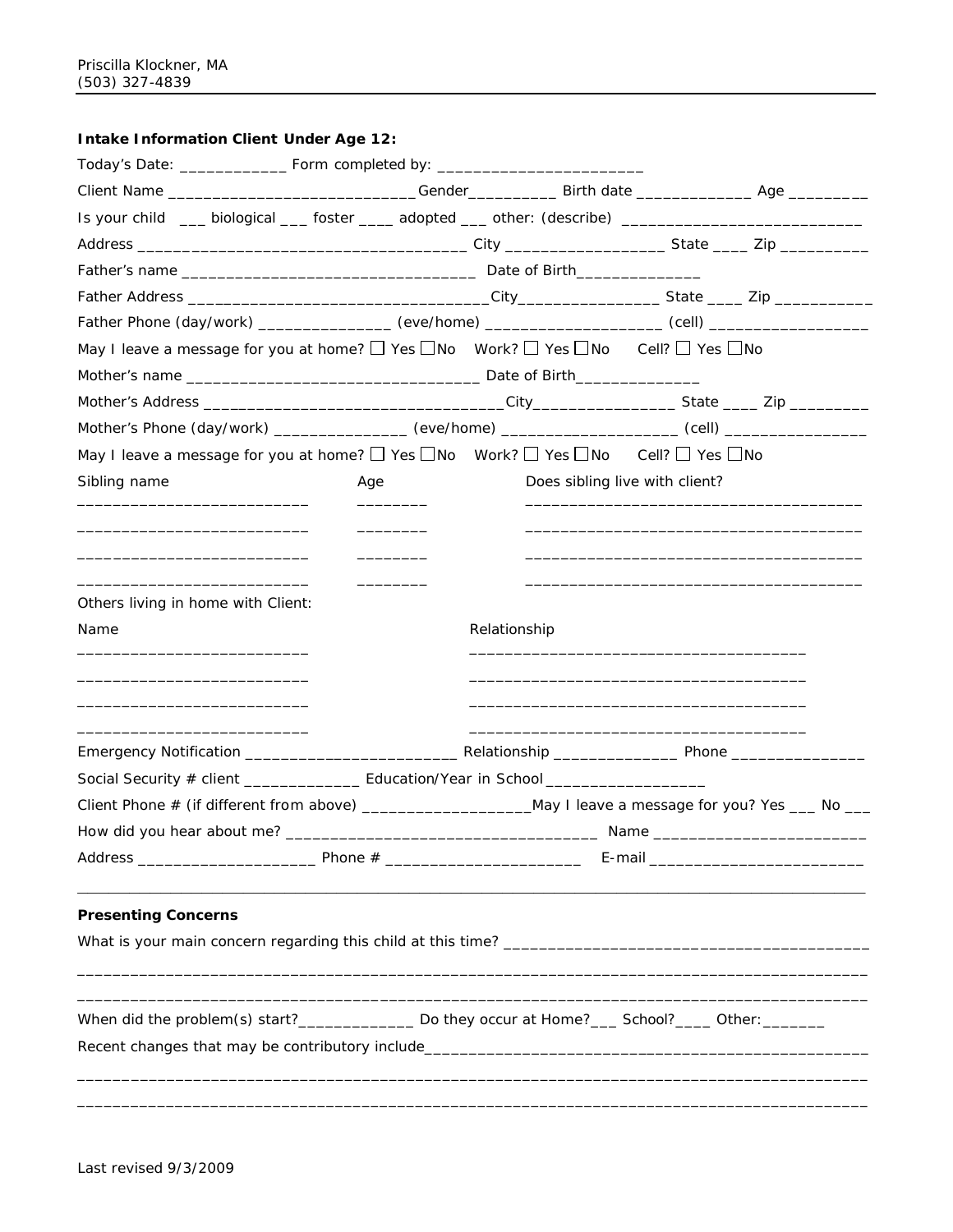Priscilla Klockner, MA
(503) 327-4839

**Intake Information Client Under Age 12:**

Today's Date: ____________ Form completed by: _______________________

Client Name ____________________________Gender__________ Birth date _____________ Age _________

Is your child ___ biological ___ foster ____ adopted ___ other: (describe) ___________________________

Address _____________________________________ City _________________ State ____ Zip __________

Father's name _________________________________ Date of Birth______________

Father Address _________________________________City________________ State ____ Zip ___________

Father Phone (day/work) _______________ (eve/home) ___________________ (cell) _________________

May I leave a message for you at home? ☐ Yes ☐No Work? ☐ Yes ☐No Cell? ☐ Yes ☐No

Mother's name _________________________________ Date of Birth______________

Mother's Address ________________________________City________________ State ____ Zip _________

Mother's Phone (day/work) _______________ (eve/home) ___________________ (cell) ________________

May I leave a message for you at home? ☐ Yes ☐No Work? ☐ Yes ☐No Cell? ☐ Yes ☐No

| Sibling name | Age | Does sibling live with client? |
|---|---|---|
| __________________________ | ________ | ______________________________________ |
| __________________________ | ________ | ______________________________________ |
| __________________________ | ________ | ______________________________________ |
| __________________________ | ________ | ______________________________________ |

Others living in home with Client:

| Name | Relationship |
|---|---|
| __________________________ | ______________________________________ |
| __________________________ | ______________________________________ |
| __________________________ | ______________________________________ |
| __________________________ | ______________________________________ |

Emergency Notification ________________________ Relationship ______________ Phone _______________

Social Security # client _____________ Education/Year in School __________________

Client Phone # (if different from above) ___________________May I leave a message for you? Yes ___ No ___

How did you hear about me? ___________________________________ Name ________________________

Address ____________________ Phone # _____________________ E-mail ________________________

---

**Presenting Concerns**

What is your main concern regarding this child at this time? _________________________________________

______________________________________________________________________________________

______________________________________________________________________________________

When did the problem(s) start?_____________ Do they occur at Home?___ School?____ Other:_______

Recent changes that may be contributory include________________________________________________

______________________________________________________________________________________

______________________________________________________________________________________

Last revised 9/3/2009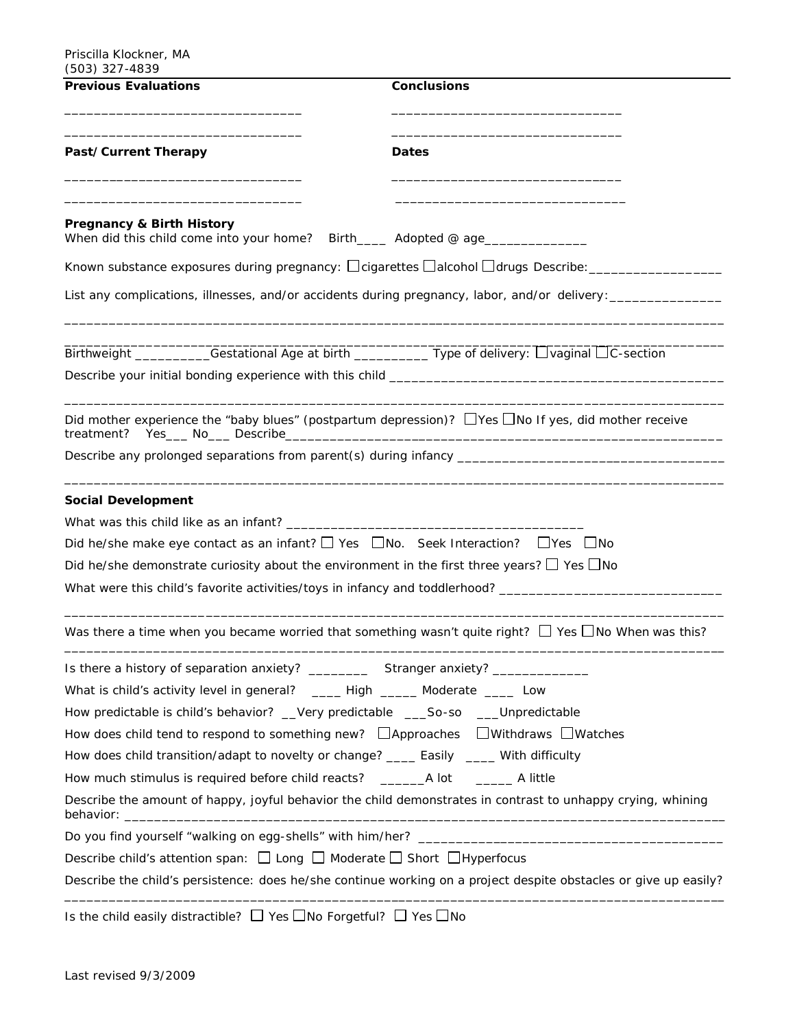Priscilla Klockner, MA
(503) 327-4839

| **Previous Evaluations** | **Conclusions** |
|---|---|
| ________________________________ | ________________________________ |
| ________________________________ | ________________________________ |

| **Past/Current Therapy** | **Dates** |
|---|---|
| ________________________________ | ________________________________ |
| ________________________________ | ________________________________ |

**Pregnancy & Birth History**

When did this child come into your home? Birth____ Adopted @ age______________

Known substance exposures during pregnancy: ☐cigarettes ☐alcohol ☐drugs Describe:__________________

List any complications, illnesses, and/or accidents during pregnancy, labor, and/or delivery:_______________

_____________________________________________________________________________________________

_____________________________________________________________________________________________

Birthweight __________Gestational Age at birth __________ Type of delivery: ☐vaginal ☐C-section

Describe your initial bonding experience with this child _____________________________________________

_____________________________________________________________________________________________

Did mother experience the "baby blues" (postpartum depression)? ☐Yes ☐No If yes, did mother receive treatment? Yes___ No___ Describe____________________________________________________________

Describe any prolonged separations from parent(s) during infancy ___________________________________

_____________________________________________________________________________________________

**Social Development**

What was this child like as an infant? _______________________________________

Did he/she make eye contact as an infant? ☐ Yes ☐No. Seek Interaction? ☐Yes ☐No

Did he/she demonstrate curiosity about the environment in the first three years? ☐ Yes ☐No

What were this child's favorite activities/toys in infancy and toddlerhood? ______________________________

_____________________________________________________________________________________________

Was there a time when you became worried that something wasn't quite right? ☐ Yes ☐No When was this?

_____________________________________________________________________________________________

Is there a history of separation anxiety? ________ Stranger anxiety? _____________

What is child's activity level in general? ____ High _____ Moderate ____ Low

How predictable is child's behavior? __Very predictable ___So-so ___Unpredictable

How does child tend to respond to something new? ☐Approaches ☐Withdraws ☐Watches

How does child transition/adapt to novelty or change? ____ Easily ____ With difficulty

How much stimulus is required before child reacts? ______A lot _____ A little

Describe the amount of happy, joyful behavior the child demonstrates in contrast to unhappy crying, whining behavior: ____________________________________________________________________________________

Do you find yourself "walking on egg-shells" with him/her? ________________________________________

Describe child's attention span: ☐ Long ☐ Moderate ☐ Short ☐Hyperfocus

Describe the child's persistence: does he/she continue working on a project despite obstacles or give up easily?

_____________________________________________________________________________________________

Is the child easily distractible? ☐ Yes ☐No Forgetful? ☐ Yes ☐No

Last revised 9/3/2009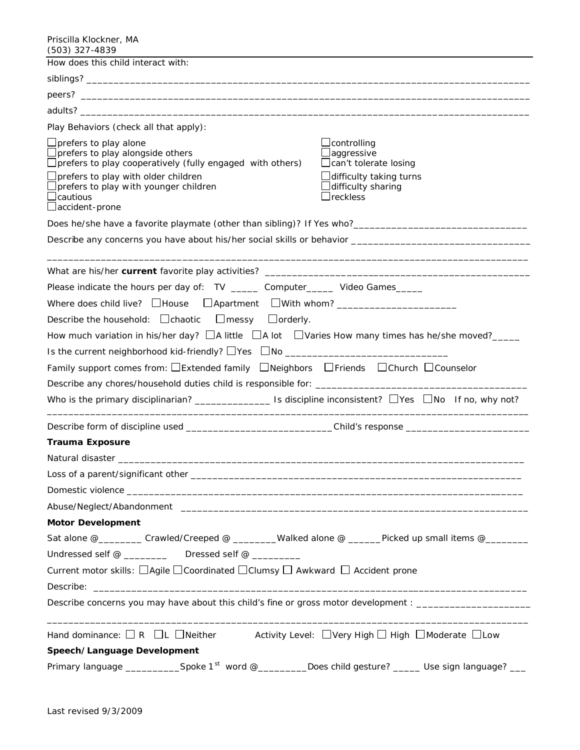How does this child interact with:

siblings? ___________________________________________________________________________________

peers? ___________________________________________________________________________________

adults? ___________________________________________________________________________________

Play Behaviors (check all that apply):

- ☐ prefers to play alone
- ☐ prefers to play alongside others
- ☐ prefers to play cooperatively (fully engaged with others)
- ☐ prefers to play with older children
- ☐ prefers to play with younger children
- ☐ cautious
- ☐ accident-prone
- ☐ controlling
- ☐ aggressive
- ☐ can't tolerate losing
- ☐ difficulty taking turns
- ☐ difficulty sharing
- ☐ reckless

Does he/she have a favorite playmate (other than sibling)? If Yes who?_______________________________

Describe any concerns you have about his/her social skills or behavior _________________________________

___________________________________________________________________________________________

What are his/her **current** favorite play activities? __________________________________________________

Please indicate the hours per day of: TV _____ Computer_____ Video Games_____

Where does child live? ☐ House ☐ Apartment ☐ With whom? _____________________

Describe the household: ☐ chaotic ☐ messy ☐ orderly.

How much variation in his/her day? ☐ A little ☐ A lot ☐ Varies How many times has he/she moved?_____

Is the current neighborhood kid-friendly? ☐ Yes ☐ No _____________________________

Family support comes from: ☐ Extended family ☐ Neighbors ☐ Friends ☐ Church ☐ Counselor

Describe any chores/household duties child is responsible for: _____________________________________

Who is the primary disciplinarian? ______________ Is discipline inconsistent? ☐ Yes ☐ No If no, why not?

___________________________________________________________________________________________

Describe form of discipline used ___________________________Child's response ______________________

**Trauma Exposure**

Natural disaster ____________________________________________________________________________

Loss of a parent/significant other ______________________________________________________________

Domestic violence __________________________________________________________________________

Abuse/Neglect/Abandonment _________________________________________________________________

**Motor Development**

Sat alone @________ Crawled/Creeped @ ________Walked alone @ ______Picked up small items @________

Undressed self @ ________ Dressed self @ _________

Current motor skills: ☐ Agile ☐ Coordinated ☐ Clumsy ☐ Awkward ☐ Accident prone

Describe: _________________________________________________________________________________

Describe concerns you may have about this child's fine or gross motor development : ____________________

___________________________________________________________________________________________

Hand dominance: ☐ R ☐ L ☐ Neither Activity Level: ☐ Very High ☐ High ☐ Moderate ☐ Low

**Speech/Language Development**

Primary language __________Spoke 1st word @_________Does child gesture? _____ Use sign language? ___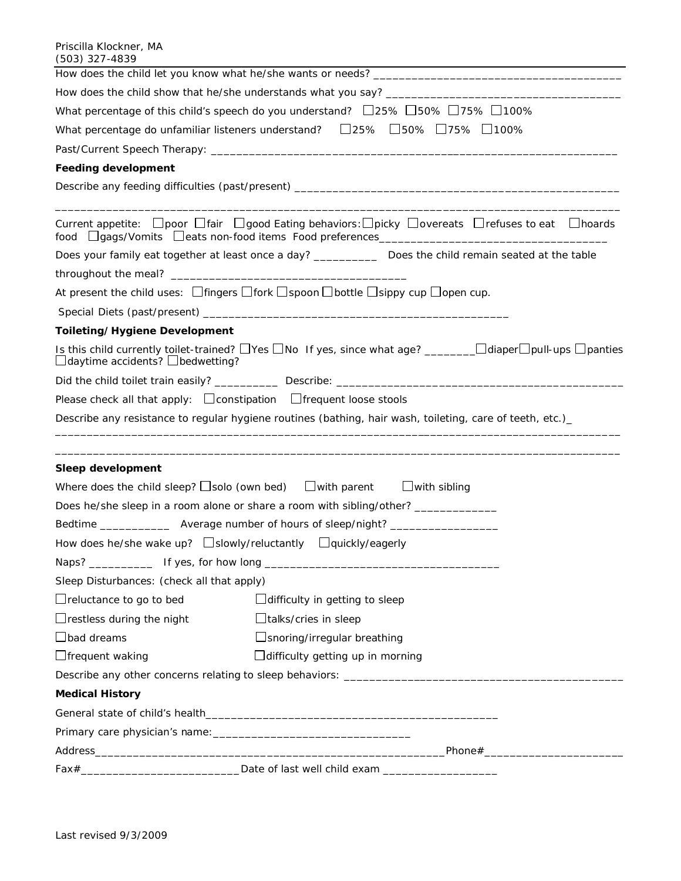How does the child let you know what he/she wants or needs? ______________________________________

How does the child show that he/she understands what you say? ____________________________________

What percentage of this child's speech do you understand? ☐25% ☐50% ☐75% ☐100%

What percentage do unfamiliar listeners understand? ☐25% ☐50% ☐75% ☐100%

Past/Current Speech Therapy: _______________________________________________________________

**Feeding development**

Describe any feeding difficulties (past/present) ___________________________________________________

__________________________________________________________________________________________

Current appetite: ☐poor ☐fair ☐good Eating behaviors: ☐picky ☐overeats ☐refuses to eat ☐hoards food ☐gags/Vomits ☐eats non-food items Food preferences___________________________________

Does your family eat together at least once a day? __________ Does the child remain seated at the table throughout the meal? ____________________________________

At present the child uses: ☐fingers ☐fork ☐spoon ☐bottle ☐sippy cup ☐open cup.

Special Diets (past/present) _______________________________________________

**Toileting/Hygiene Development**

Is this child currently toilet-trained? ☐Yes ☐No If yes, since what age? ________ ☐diaper ☐pull-ups ☐panties ☐daytime accidents? ☐bedwetting?

Did the child toilet train easily? __________ Describe: _____________________________________________

Please check all that apply: ☐constipation ☐frequent loose stools

Describe any resistance to regular hygiene routines (bathing, hair wash, toileting, care of teeth, etc.)_

__________________________________________________________________________________________

__________________________________________________________________________________________

**Sleep development**

Where does the child sleep? ☐solo (own bed) ☐with parent ☐with sibling

Does he/she sleep in a room alone or share a room with sibling/other? _____________

Bedtime ___________ Average number of hours of sleep/night? _________________

How does he/she wake up? ☐slowly/reluctantly ☐quickly/eagerly

Naps? __________ If yes, for how long ____________________________________

Sleep Disturbances: (check all that apply)

☐reluctance to go to bed ☐difficulty in getting to sleep

☐restless during the night ☐talks/cries in sleep

☐bad dreams ☐snoring/irregular breathing

☐frequent waking ☐difficulty getting up in morning

Describe any other concerns relating to sleep behaviors: ____________________________________________

**Medical History**

General state of child's health_______________________________________________

Primary care physician's name:________________________________

Address________________________________________________________Phone#______________________

Fax#_________________________Date of last well child exam __________________

Last revised 9/3/2009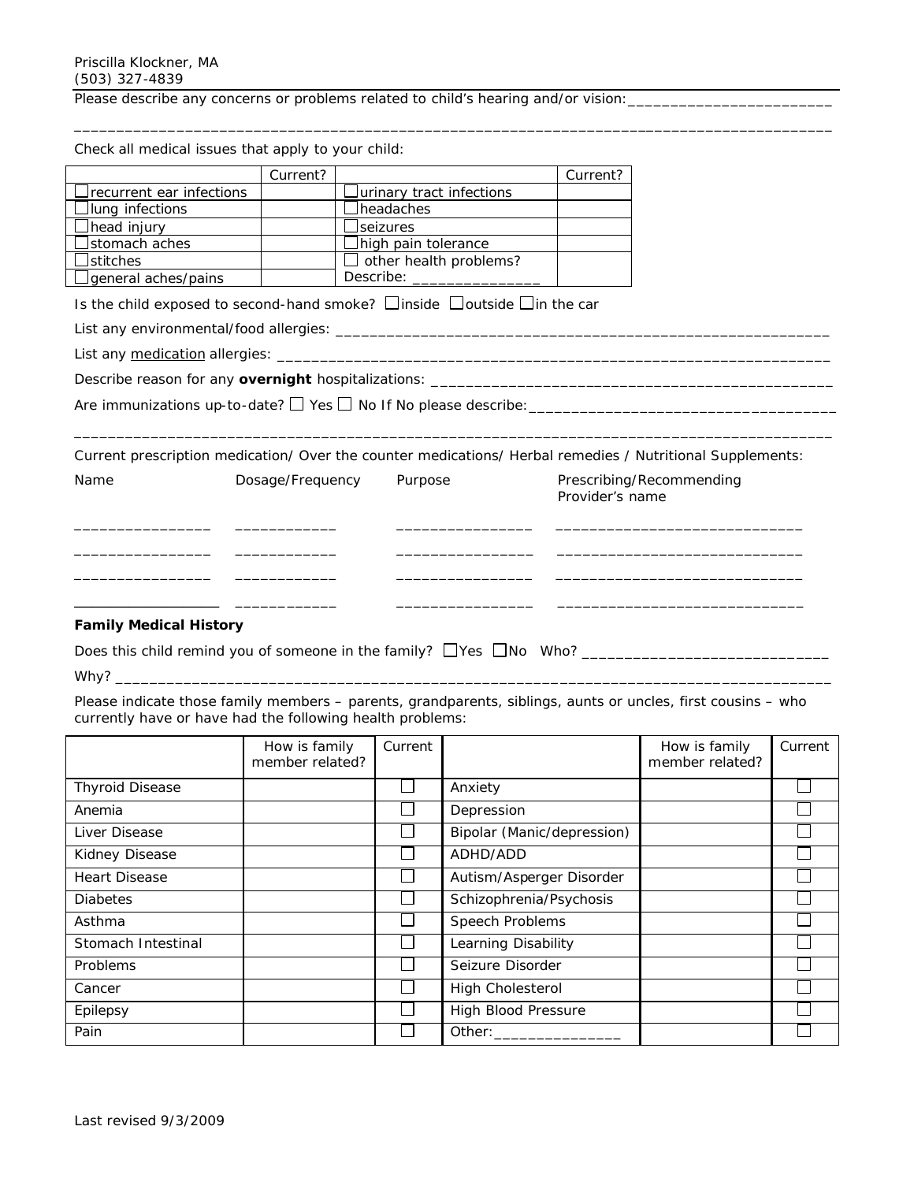Priscilla Klockner, MA
(503) 327-4839

Please describe any concerns or problems related to child's hearing and/or vision:_________________________

_____________________________________________________________________________________________

Check all medical issues that apply to your child:

| | Current? | | Current? |
|---|---|---|---|
| ☐ recurrent ear infections | | ☐ urinary tract infections | |
| ☐ lung infections | | ☐ headaches | |
| ☐ head injury | | ☐ seizures | |
| ☐ stomach aches | | ☐ high pain tolerance | |
| ☐ stitches | | ☐ other health problems? | |
| ☐ general aches/pains | | Describe: _______________ | |

Is the child exposed to second-hand smoke? ☐ inside ☐ outside ☐ in the car

List any environmental/food allergies: _____________________________________________________________

List any medication allergies: ____________________________________________________________________

Describe reason for any **overnight** hospitalizations: _______________________________________________

Are immunizations up-to-date? ☐ Yes ☐ No If No please describe:___________________________________

_____________________________________________________________________________________________

Current prescription medication/ Over the counter medications/ Herbal remedies / Nutritional Supplements:

| Name | Dosage/Frequency | Purpose | Prescribing/Recommending Provider's name |
|---|---|---|---|
| ________________ | ____________ | ________________ | ____________________________ |
| ________________ | ____________ | ________________ | ____________________________ |
| ________________ | ____________ | ________________ | ____________________________ |
| ________________ | ____________ | ________________ | ____________________________ |

**Family Medical History**

Does this child remind you of someone in the family? ☐ Yes ☐ No Who? ____________________________

Why? ________________________________________________________________________________________

Please indicate those family members – parents, grandparents, siblings, aunts or uncles, first cousins – who currently have or have had the following health problems:

| | How is family member related? | Current | | How is family member related? | Current |
|---|---|---|---|---|---|
| Thyroid Disease | | ☐ | Anxiety | | ☐ |
| Anemia | | ☐ | Depression | | ☐ |
| Liver Disease | | ☐ | Bipolar (Manic/depression) | | ☐ |
| Kidney Disease | | ☐ | ADHD/ADD | | ☐ |
| Heart Disease | | ☐ | Autism/Asperger Disorder | | ☐ |
| Diabetes | | ☐ | Schizophrenia/Psychosis | | ☐ |
| Asthma | | ☐ | Speech Problems | | ☐ |
| Stomach Intestinal | | ☐ | Learning Disability | | ☐ |
| Problems | | ☐ | Seizure Disorder | | ☐ |
| Cancer | | ☐ | High Cholesterol | | ☐ |
| Epilepsy | | ☐ | High Blood Pressure | | ☐ |
| Pain | | ☐ | Other:_______________ | | ☐ |

Last revised 9/3/2009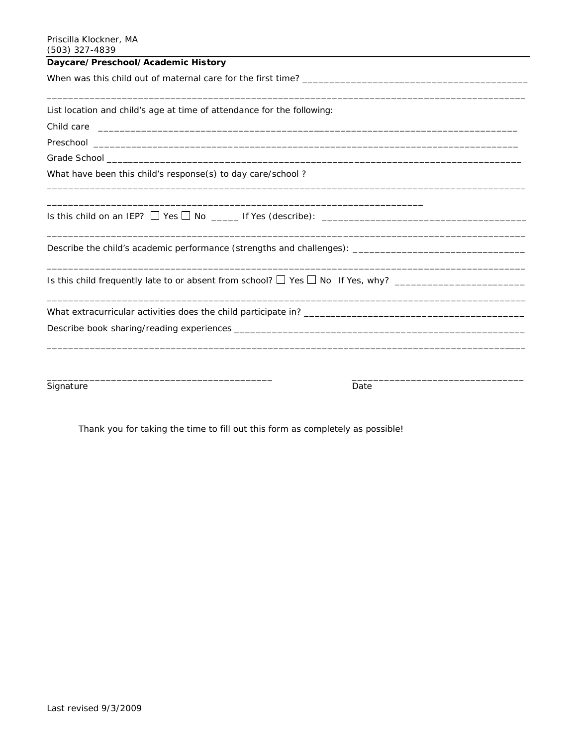Priscilla Klockner, MA
(503) 327-4839

**Daycare/Preschool/Academic History**

When was this child out of maternal care for the first time? ___________________________________________

_______________________________________________________________________________________________

List location and child's age at time of attendance for the following:

Child care ______________________________________________________________________________

Preschool ______________________________________________________________________________

Grade School ____________________________________________________________________________

What have been this child's response(s) to day care/school ?

_______________________________________________________________________________________________

_________________________________________________________________________

Is this child on an IEP? ☐ Yes ☐ No _____ If Yes (describe): ____________________________________

_______________________________________________________________________________________________

Describe the child's academic performance (strengths and challenges): _______________________________

_______________________________________________________________________________________________

Is this child frequently late to or absent from school? ☐ Yes ☐ No If Yes, why? ________________________

_______________________________________________________________________________________________

What extracurricular activities does the child participate in? ______________________________________

Describe book sharing/reading experiences ______________________________________________________

_______________________________________________________________________________________________

___________________________________________ ________________________________

Signature Date

Thank you for taking the time to fill out this form as completely as possible!

Last revised 9/3/2009